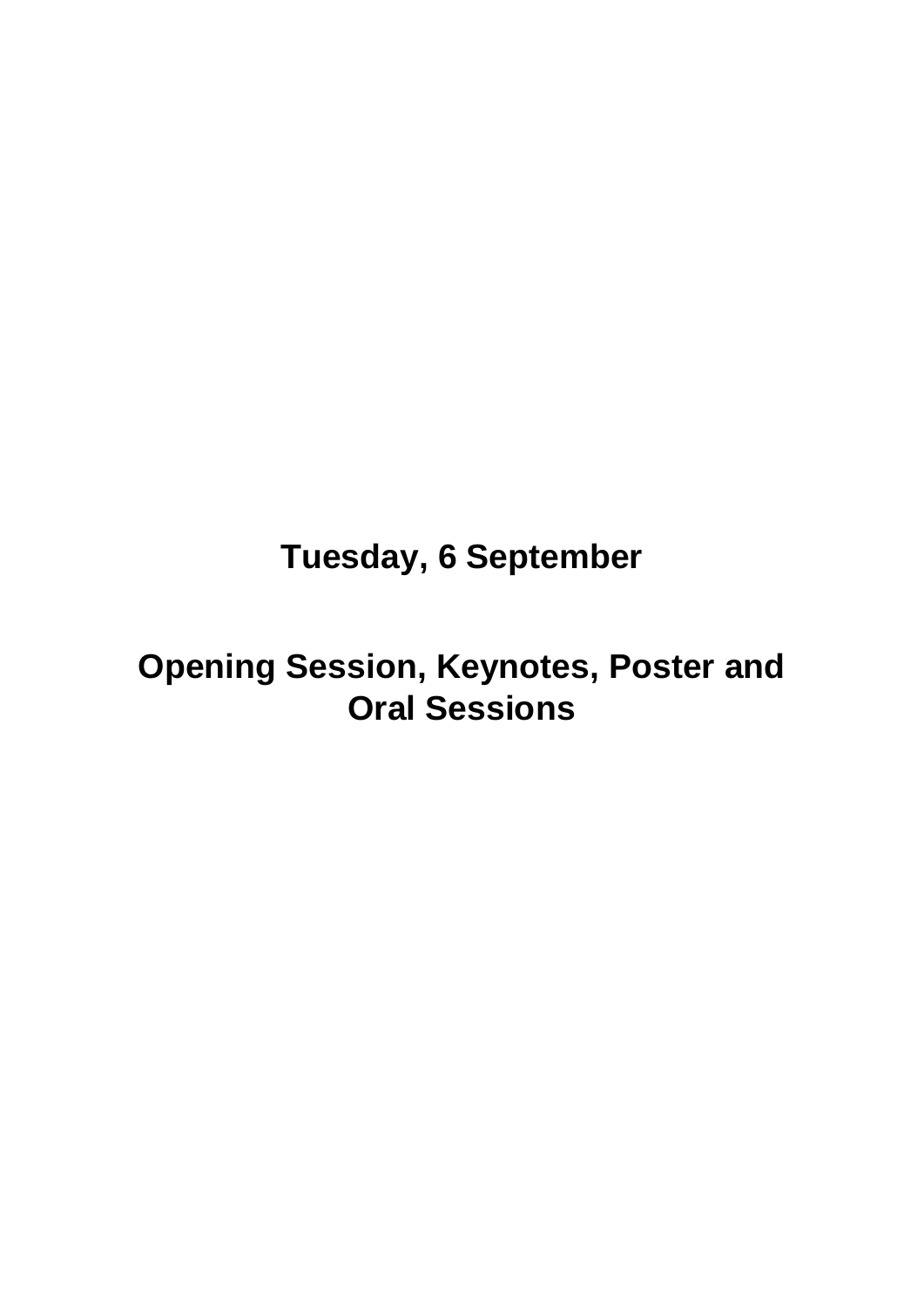# Tuesday, 6 September

# Opening Session, Keynotes, Poster and Oral Sessions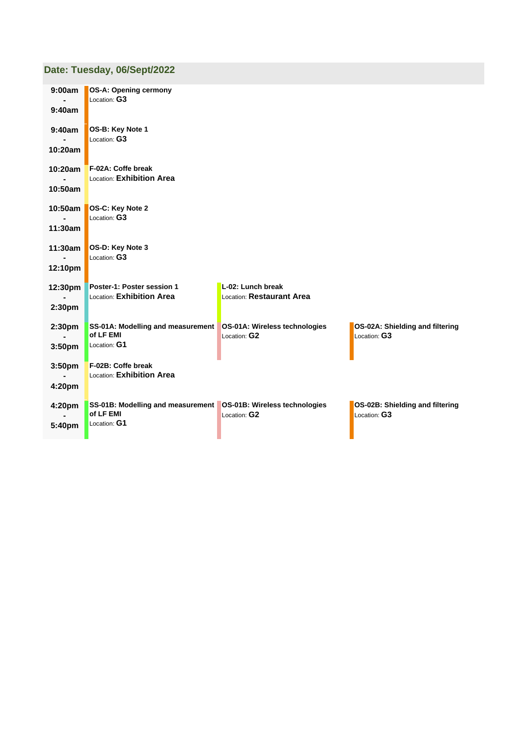## Date: Tuesday, 06/Sept/2022

| Time | Session | | |
|---|---|---|---|
| 9:00am - 9:40am | **OS-A: Opening cermony**<br>Location: **G3** | | |
| 9:40am - 10:20am | **OS-B: Key Note 1**<br>Location: **G3** | | |
| 10:20am - 10:50am | **F-02A: Coffe break**<br>Location: **Exhibition Area** | | |
| 10:50am - 11:30am | **OS-C: Key Note 2**<br>Location: **G3** | | |
| 11:30am - 12:10pm | **OS-D: Key Note 3**<br>Location: **G3** | | |
| 12:30pm - 2:30pm | **Poster-1: Poster session 1**<br>Location: **Exhibition Area** | **L-02: Lunch break**<br>Location: **Restaurant Area** | |
| 2:30pm - 3:50pm | **SS-01A: Modelling and measurement of LF EMI**<br>Location: **G1** | **OS-01A: Wireless technologies**<br>Location: **G2** | **OS-02A: Shielding and filtering**<br>Location: **G3** |
| 3:50pm - 4:20pm | **F-02B: Coffe break**<br>Location: **Exhibition Area** | | |
| 4:20pm - 5:40pm | **SS-01B: Modelling and measurement of LF EMI**<br>Location: **G1** | **OS-01B: Wireless technologies**<br>Location: **G2** | **OS-02B: Shielding and filtering**<br>Location: **G3** |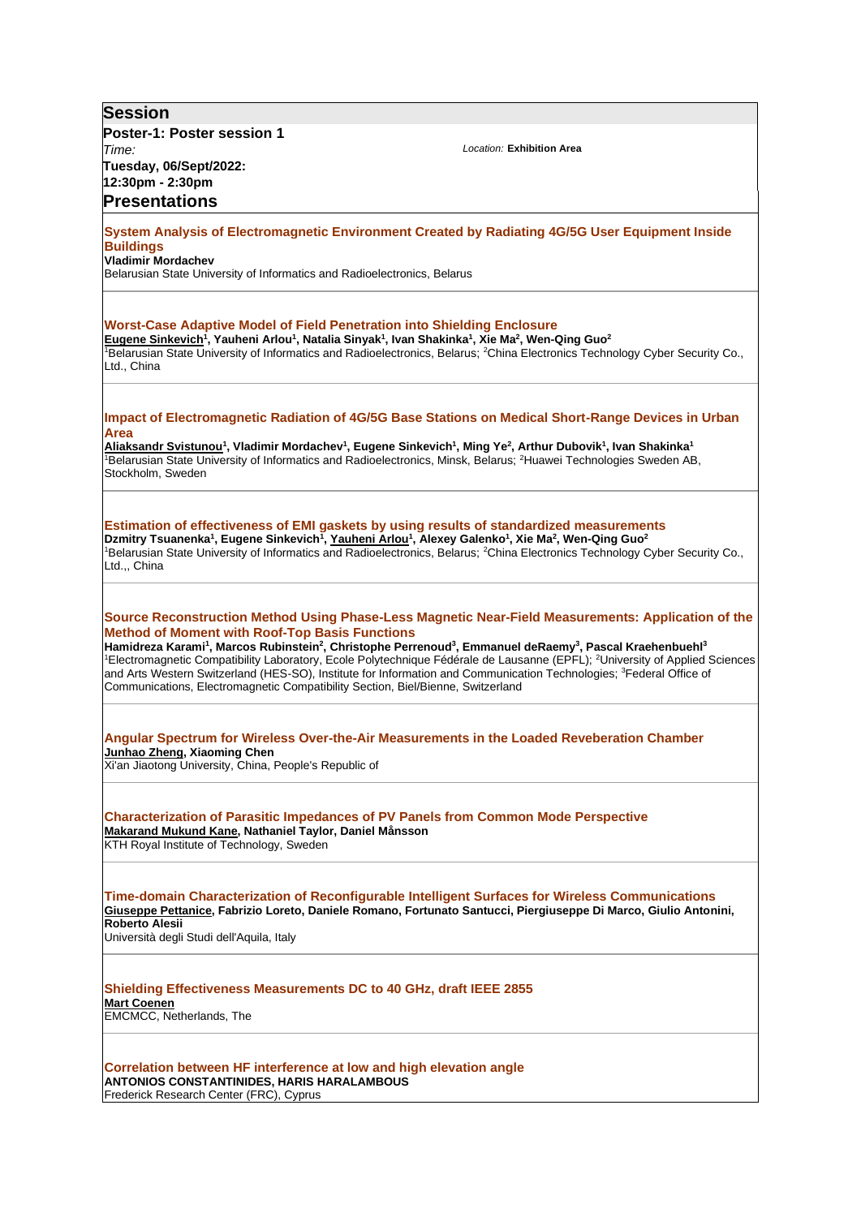## Session

**Poster-1: Poster session 1**

*Time:* **Tuesday, 06/Sept/2022: 12:30pm - 2:30pm**

*Location:* **Exhibition Area**

## Presentations

### System Analysis of Electromagnetic Environment Created by Radiating 4G/5G User Equipment Inside Buildings

**Vladimir Mordachev**

Belarusian State University of Informatics and Radioelectronics, Belarus

### Worst-Case Adaptive Model of Field Penetration into Shielding Enclosure

**Eugene Sinkevich[1], Yauheni Arlou[1], Natalia Sinyak[1], Ivan Shakinka[1], Xie Ma[2], Wen-Qing Guo[2]**

[1]Belarusian State University of Informatics and Radioelectronics, Belarus; [2]China Electronics Technology Cyber Security Co., Ltd., China

### Impact of Electromagnetic Radiation of 4G/5G Base Stations on Medical Short-Range Devices in Urban Area

**Aliaksandr Svistunou[1], Vladimir Mordachev[1], Eugene Sinkevich[1], Ming Ye[2], Arthur Dubovik[1], Ivan Shakinka[1]**

[1]Belarusian State University of Informatics and Radioelectronics, Minsk, Belarus; [2]Huawei Technologies Sweden AB, Stockholm, Sweden

### Estimation of effectiveness of EMI gaskets by using results of standardized measurements

**Dzmitry Tsuanenka[1], Eugene Sinkevich[1], Yauheni Arlou[1], Alexey Galenko[1], Xie Ma[2], Wen-Qing Guo[2]**

[1]Belarusian State University of Informatics and Radioelectronics, Belarus; [2]China Electronics Technology Cyber Security Co., Ltd.,, China

### Source Reconstruction Method Using Phase-Less Magnetic Near-Field Measurements: Application of the Method of Moment with Roof-Top Basis Functions

**Hamidreza Karami[1], Marcos Rubinstein[2], Christophe Perrenoud[3], Emmanuel deRaemy[3], Pascal Kraehenbuehl[3]**

[1]Electromagnetic Compatibility Laboratory, Ecole Polytechnique Fédérale de Lausanne (EPFL); [2]University of Applied Sciences and Arts Western Switzerland (HES-SO), Institute for Information and Communication Technologies; [3]Federal Office of Communications, Electromagnetic Compatibility Section, Biel/Bienne, Switzerland

### Angular Spectrum for Wireless Over-the-Air Measurements in the Loaded Reveberation Chamber

**Junhao Zheng, Xiaoming Chen**

Xi'an Jiaotong University, China, People's Republic of

### Characterization of Parasitic Impedances of PV Panels from Common Mode Perspective

**Makarand Mukund Kane, Nathaniel Taylor, Daniel Månsson**

KTH Royal Institute of Technology, Sweden

### Time-domain Characterization of Reconfigurable Intelligent Surfaces for Wireless Communications

**Giuseppe Pettanice, Fabrizio Loreto, Daniele Romano, Fortunato Santucci, Piergiuseppe Di Marco, Giulio Antonini, Roberto Alesii**

Università degli Studi dell'Aquila, Italy

### Shielding Effectiveness Measurements DC to 40 GHz, draft IEEE 2855

**Mart Coenen**

EMCMCC, Netherlands, The

### Correlation between HF interference at low and high elevation angle

**ANTONIOS CONSTANTINIDES, HARIS HARALAMBOUS**

Frederick Research Center (FRC), Cyprus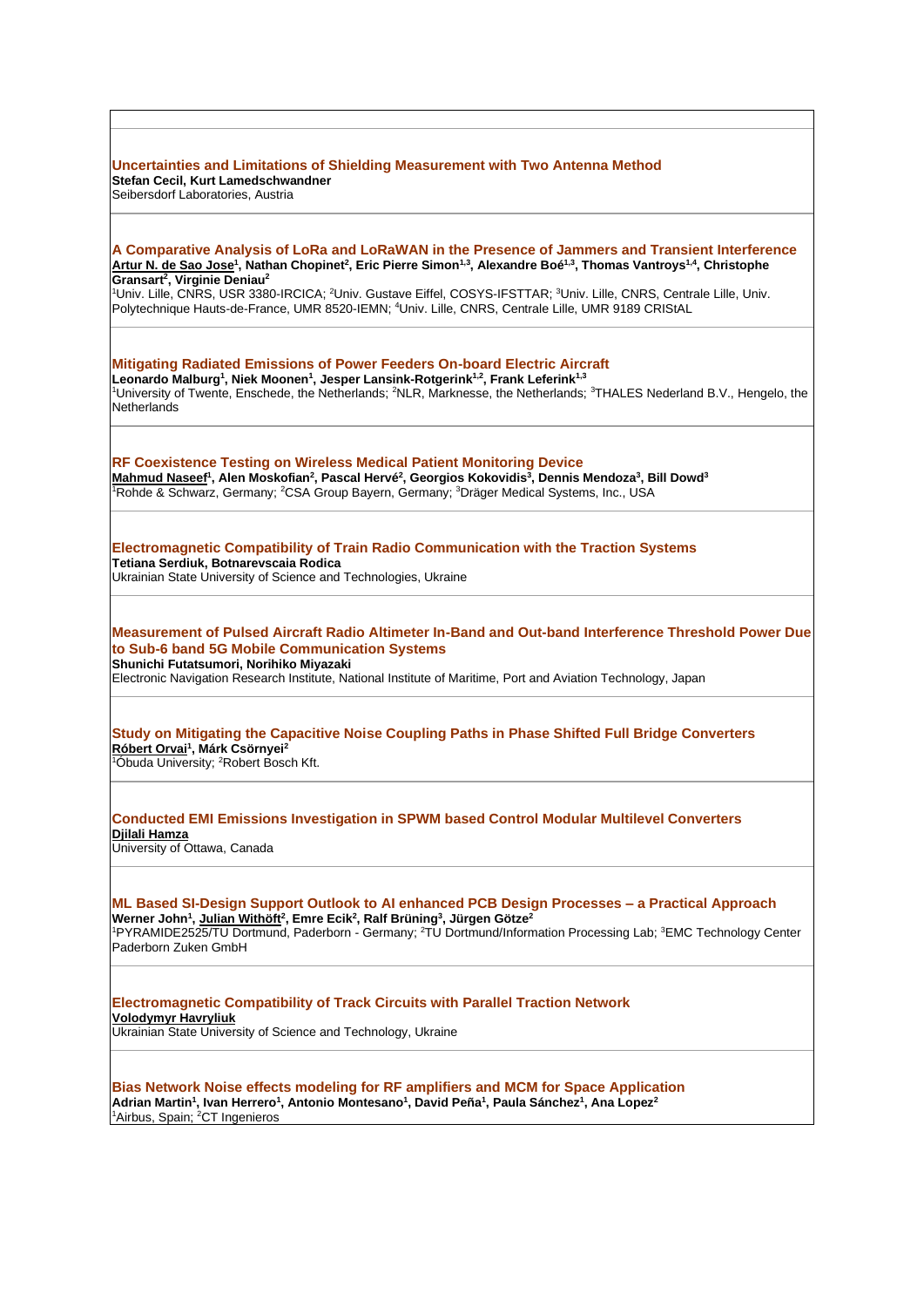**Uncertainties and Limitations of Shielding Measurement with Two Antenna Method**
**Stefan Cecil, Kurt Lamedschwandner**
Seibersdorf Laboratories, Austria

---

**A Comparative Analysis of LoRa and LoRaWAN in the Presence of Jammers and Transient Interference**
**Artur N. de Sao Jose[1], Nathan Chopinet[2], Eric Pierre Simon[1,3], Alexandre Boé[1,3], Thomas Vantroys[1,4], Christophe Gransart[2], Virginie Deniau[2]**
[1]Univ. Lille, CNRS, USR 3380-IRCICA; [2]Univ. Gustave Eiffel, COSYS-IFSTTAR; [3]Univ. Lille, CNRS, Centrale Lille, Univ. Polytechnique Hauts-de-France, UMR 8520-IEMN; [4]Univ. Lille, CNRS, Centrale Lille, UMR 9189 CRIStAL

---

**Mitigating Radiated Emissions of Power Feeders On-board Electric Aircraft**
**Leonardo Malburg[1], Niek Moonen[1], Jesper Lansink-Rotgerink[1,2], Frank Leferink[1,3]**
[1]University of Twente, Enschede, the Netherlands; [2]NLR, Marknesse, the Netherlands; [3]THALES Nederland B.V., Hengelo, the Netherlands

---

**RF Coexistence Testing on Wireless Medical Patient Monitoring Device**
**Mahmud Naseef[1], Alen Moskofian[2], Pascal Hervé[2], Georgios Kokovidis[3], Dennis Mendoza[3], Bill Dowd[3]**
[1]Rohde & Schwarz, Germany; [2]CSA Group Bayern, Germany; [3]Dräger Medical Systems, Inc., USA

---

**Electromagnetic Compatibility of Train Radio Communication with the Traction Systems**
**Tetiana Serdiuk, Botnarevscaia Rodica**
Ukrainian State University of Science and Technologies, Ukraine

---

**Measurement of Pulsed Aircraft Radio Altimeter In-Band and Out-band Interference Threshold Power Due to Sub-6 band 5G Mobile Communication Systems**
**Shunichi Futatsumori, Norihiko Miyazaki**
Electronic Navigation Research Institute, National Institute of Maritime, Port and Aviation Technology, Japan

---

**Study on Mitigating the Capacitive Noise Coupling Paths in Phase Shifted Full Bridge Converters**
**Róbert Orvai[1], Márk Csörnyei[2]**
[1]Óbuda University; [2]Robert Bosch Kft.

---

**Conducted EMI Emissions Investigation in SPWM based Control Modular Multilevel Converters**
**Djilali Hamza**
University of Ottawa, Canada

---

**ML Based SI-Design Support Outlook to AI enhanced PCB Design Processes – a Practical Approach**
**Werner John[1], Julian Withöft[2], Emre Ecik[2], Ralf Brüning[3], Jürgen Götze[2]**
[1]PYRAMIDE2525/TU Dortmund, Paderborn - Germany; [2]TU Dortmund/Information Processing Lab; [3]EMC Technology Center Paderborn Zuken GmbH

---

**Electromagnetic Compatibility of Track Circuits with Parallel Traction Network**
**Volodymyr Havryliuk**
Ukrainian State University of Science and Technology, Ukraine

---

**Bias Network Noise effects modeling for RF amplifiers and MCM for Space Application**
**Adrian Martin[1], Ivan Herrero[1], Antonio Montesano[1], David Peña[1], Paula Sánchez[1], Ana Lopez[2]**
[1]Airbus, Spain; [2]CT Ingenieros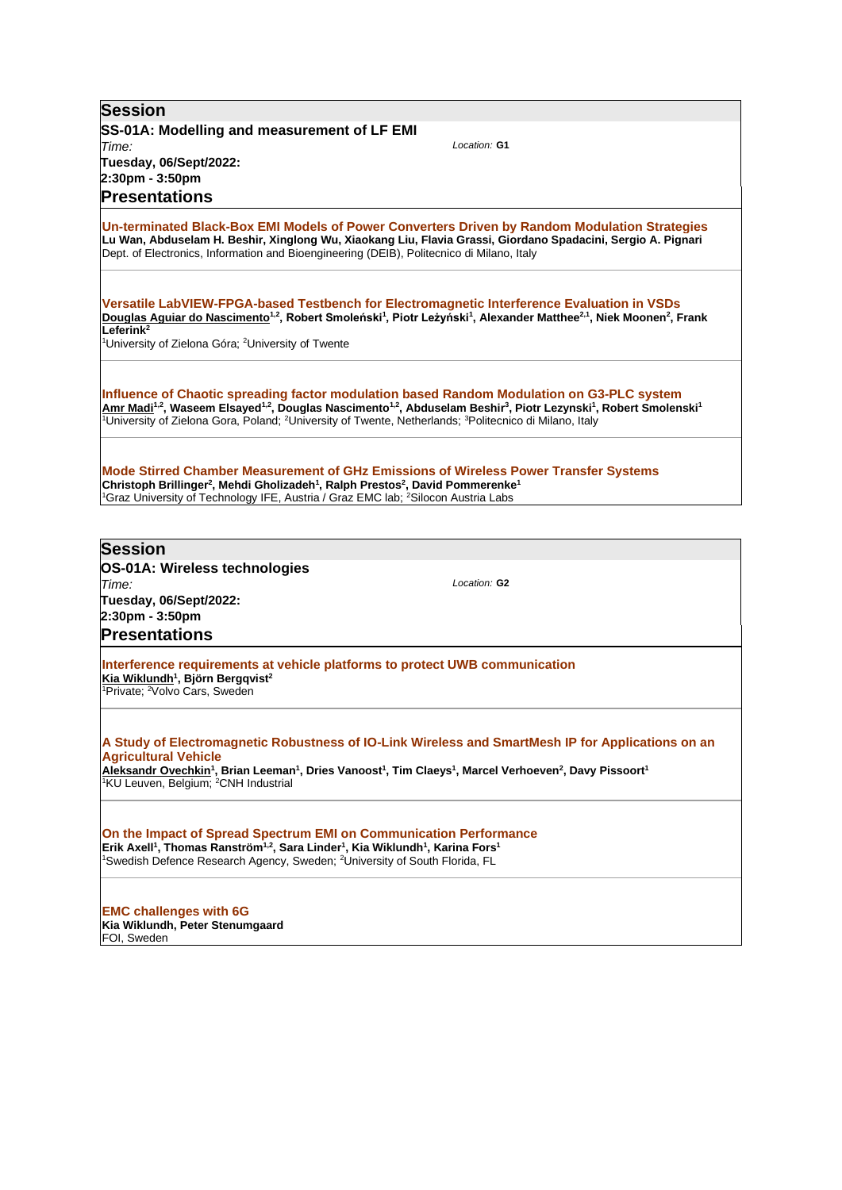## Session

**SS-01A: Modelling and measurement of LF EMI**

*Time:*
**Tuesday, 06/Sept/2022:**
**2:30pm - 3:50pm**

*Location:* **G1**

### Presentations

**Un-terminated Black-Box EMI Models of Power Converters Driven by Random Modulation Strategies**
**Lu Wan, Abduselam H. Beshir, Xinglong Wu, Xiaokang Liu, Flavia Grassi, Giordano Spadacini, Sergio A. Pignari**
Dept. of Electronics, Information and Bioengineering (DEIB), Politecnico di Milano, Italy

**Versatile LabVIEW-FPGA-based Testbench for Electromagnetic Interference Evaluation in VSDs**
**Douglas Aguiar do Nascimento[1,2], Robert Smoleński[1], Piotr Leżyński[1], Alexander Matthee[2,1], Niek Moonen[2], Frank Leferink[2]**
[1]University of Zielona Góra; [2]University of Twente

**Influence of Chaotic spreading factor modulation based Random Modulation on G3-PLC system**
**Amr Madi[1,2], Waseem Elsayed[1,2], Douglas Nascimento[1,2], Abduselam Beshir[3], Piotr Lezynski[1], Robert Smolenski[1]**
[1]University of Zielona Gora, Poland; [2]University of Twente, Netherlands; [3]Politecnico di Milano, Italy

**Mode Stirred Chamber Measurement of GHz Emissions of Wireless Power Transfer Systems**
**Christoph Brillinger[2], Mehdi Gholizadeh[1], Ralph Prestos[2], David Pommerenke[1]**
[1]Graz University of Technology IFE, Austria / Graz EMC lab; [2]Silocon Austria Labs

## Session

**OS-01A: Wireless technologies**

*Time:*
**Tuesday, 06/Sept/2022:**
**2:30pm - 3:50pm**

*Location:* **G2**

### Presentations

**Interference requirements at vehicle platforms to protect UWB communication**
**Kia Wiklundh[1], Björn Bergqvist[2]**
[1]Private; [2]Volvo Cars, Sweden

**A Study of Electromagnetic Robustness of IO-Link Wireless and SmartMesh IP for Applications on an Agricultural Vehicle**
**Aleksandr Ovechkin[1], Brian Leeman[1], Dries Vanoost[1], Tim Claeys[1], Marcel Verhoeven[2], Davy Pissoort[1]**
[1]KU Leuven, Belgium; [2]CNH Industrial

**On the Impact of Spread Spectrum EMI on Communication Performance**
**Erik Axell[1], Thomas Ranström[1,2], Sara Linder[1], Kia Wiklundh[1], Karina Fors[1]**
[1]Swedish Defence Research Agency, Sweden; [2]University of South Florida, FL

**EMC challenges with 6G**
**Kia Wiklundh, Peter Stenumgaard**
FOI, Sweden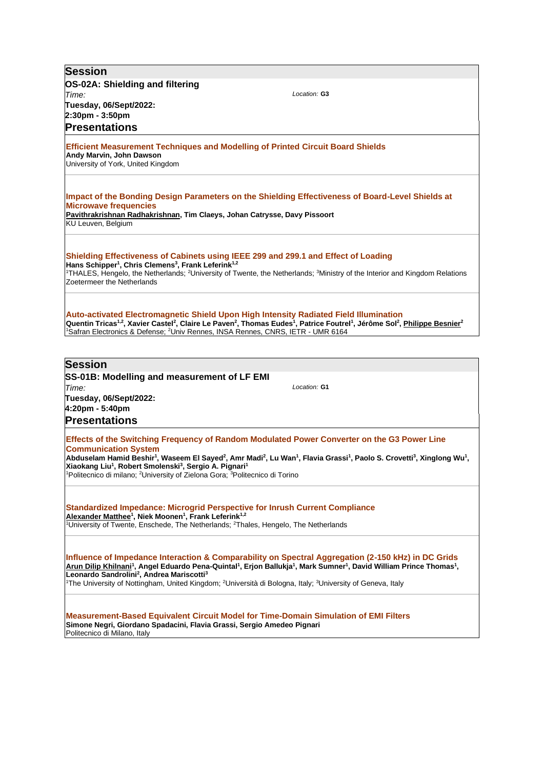## Session

### OS-02A: Shielding and filtering

*Time:* **Tuesday, 06/Sept/2022: 2:30pm - 3:50pm**

*Location:* **G3**

### Presentations

**Efficient Measurement Techniques and Modelling of Printed Circuit Board Shields**
**Andy Marvin, John Dawson**
University of York, United Kingdom

**Impact of the Bonding Design Parameters on the Shielding Effectiveness of Board-Level Shields at Microwave frequencies**
**Pavithrakrishnan Radhakrishnan, Tim Claeys, Johan Catrysse, Davy Pissoort**
KU Leuven, Belgium

**Shielding Effectiveness of Cabinets using IEEE 299 and 299.1 and Effect of Loading**
**Hans Schipper[1], Chris Clemens[3], Frank Leferink[1,2]**
[1]THALES, Hengelo, the Netherlands; [2]University of Twente, the Netherlands; [3]Ministry of the Interior and Kingdom Relations Zoetermeer the Netherlands

**Auto-activated Electromagnetic Shield Upon High Intensity Radiated Field Illumination**
**Quentin Tricas[1,2], Xavier Castel[2], Claire Le Paven[2], Thomas Eudes[1], Patrice Foutrel[1], Jérôme Sol[2], Philippe Besnier[2]**
[1]Safran Electronics & Defense; [2]Univ Rennes, INSA Rennes, CNRS, IETR - UMR 6164

## Session

### SS-01B: Modelling and measurement of LF EMI

*Time:* **Tuesday, 06/Sept/2022: 4:20pm - 5:40pm**

*Location:* **G1**

### Presentations

**Effects of the Switching Frequency of Random Modulated Power Converter on the G3 Power Line Communication System**
**Abduselam Hamid Beshir[1], Waseem El Sayed[2], Amr Madi[2], Lu Wan[1], Flavia Grassi[1], Paolo S. Crovetti[3], Xinglong Wu[1], Xiaokang Liu[1], Robert Smolenski[3], Sergio A. Pignari[1]**
[1]Politecnico di milano; [2]University of Zielona Gora; [3]Politecnico di Torino

**Standardized Impedance: Microgrid Perspective for Inrush Current Compliance**
**Alexander Matthee[1], Niek Moonen[1], Frank Leferink[1,2]**
[1]University of Twente, Enschede, The Netherlands; [2]Thales, Hengelo, The Netherlands

**Influence of Impedance Interaction & Comparability on Spectral Aggregation (2-150 kHz) in DC Grids**
**Arun Dilip Khilnani[1], Angel Eduardo Pena-Quintal[1], Erjon Ballukja[1], Mark Sumner[1], David William Prince Thomas[1], Leonardo Sandrolini[2], Andrea Mariscotti[3]**
[1]The University of Nottingham, United Kingdom; [2]Università di Bologna, Italy; [3]University of Geneva, Italy

**Measurement-Based Equivalent Circuit Model for Time-Domain Simulation of EMI Filters**
**Simone Negri, Giordano Spadacini, Flavia Grassi, Sergio Amedeo Pignari**
Politecnico di Milano, Italy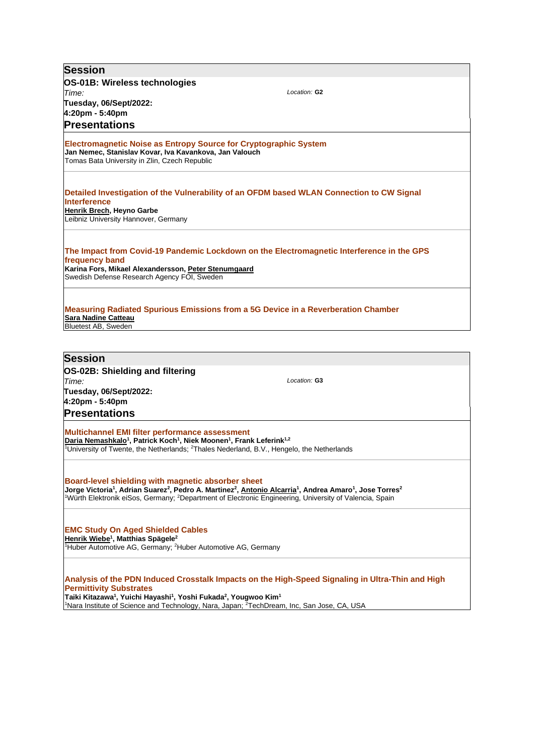## Session

**OS-01B: Wireless technologies**

*Time:*
**Tuesday, 06/Sept/2022:**
**4:20pm - 5:40pm**

*Location:* **G2**

### Presentations

**Electromagnetic Noise as Entropy Source for Cryptographic System**
**Jan Nemec, Stanislav Kovar, Iva Kavankova, Jan Valouch**
Tomas Bata University in Zlin, Czech Republic

**Detailed Investigation of the Vulnerability of an OFDM based WLAN Connection to CW Signal Interference**
**Henrik Brech, Heyno Garbe**
Leibniz University Hannover, Germany

**The Impact from Covid-19 Pandemic Lockdown on the Electromagnetic Interference in the GPS frequency band**
**Karina Fors, Mikael Alexandersson, Peter Stenumgaard**
Swedish Defense Research Agency FOI, Sweden

**Measuring Radiated Spurious Emissions from a 5G Device in a Reverberation Chamber**
**Sara Nadine Catteau**
Bluetest AB, Sweden

## Session

**OS-02B: Shielding and filtering**

*Time:*
**Tuesday, 06/Sept/2022:**
**4:20pm - 5:40pm**

*Location:* **G3**

### Presentations

**Multichannel EMI filter performance assessment**
**Daria Nemashkalo[1], Patrick Koch[1], Niek Moonen[1], Frank Leferink[1,2]**
[1]University of Twente, the Netherlands; [2]Thales Nederland, B.V., Hengelo, the Netherlands

**Board-level shielding with magnetic absorber sheet**
**Jorge Victoria[1], Adrian Suarez[2], Pedro A. Martinez[2], Antonio Alcarria[1], Andrea Amaro[1], Jose Torres[2]**
[1]Würth Elektronik eiSos, Germany; [2]Department of Electronic Engineering, University of Valencia, Spain

**EMC Study On Aged Shielded Cables**
**Henrik Wiebe[1], Matthias Spägele[2]**
[1]Huber Automotive AG, Germany; [2]Huber Automotive AG, Germany

**Analysis of the PDN Induced Crosstalk Impacts on the High-Speed Signaling in Ultra-Thin and High Permittivity Substrates**
**Taiki Kitazawa[1], Yuichi Hayashi[1], Yoshi Fukada[2], Yougwoo Kim[1]**
[1]Nara Institute of Science and Technology, Nara, Japan; [2]TechDream, Inc, San Jose, CA, USA